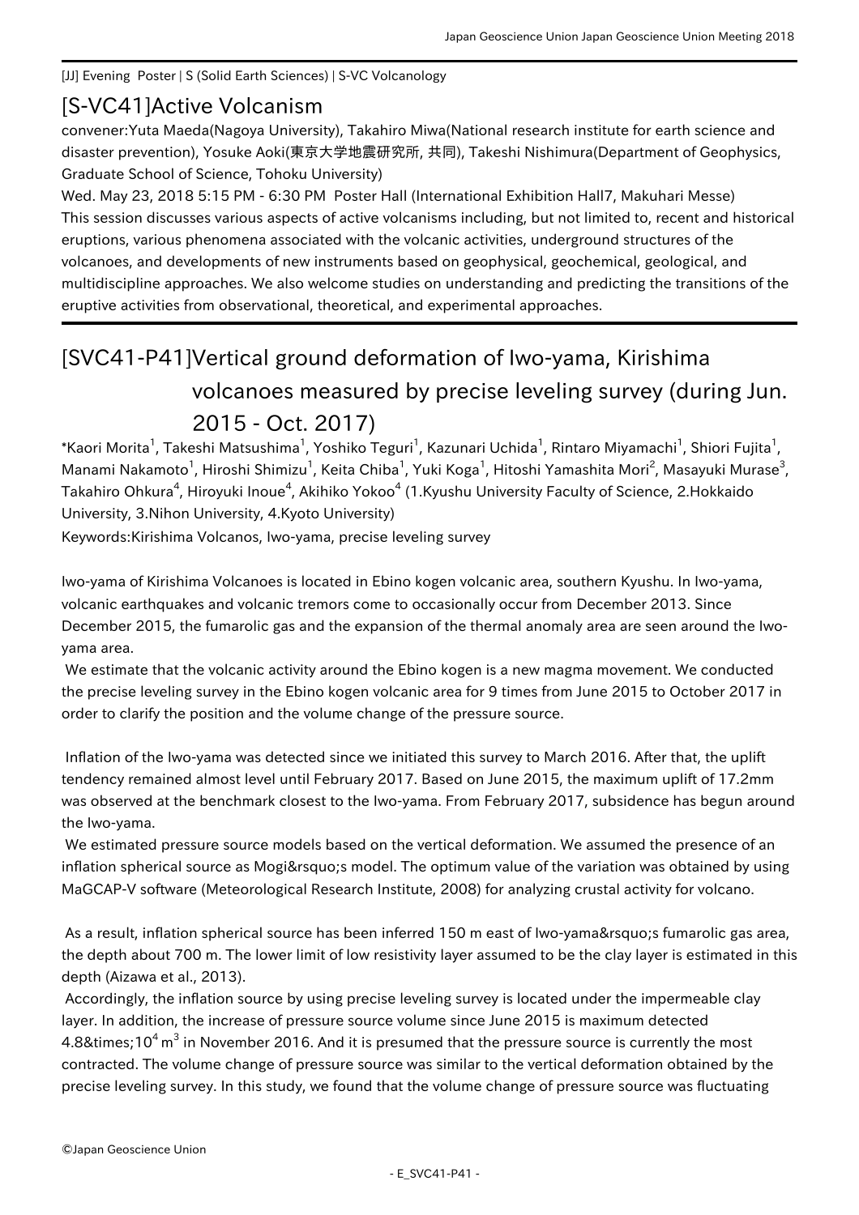[JJ] Evening Poster | S (Solid Earth Sciences) | S-VC Volcanology

## [S-VC41]Active Volcanism

convener:Yuta Maeda(Nagoya University), Takahiro Miwa(National research institute for earth science and disaster prevention), Yosuke Aoki(東京大学地震研究所, 共同), Takeshi Nishimura(Department of Geophysics, Graduate School of Science, Tohoku University)

Wed. May 23, 2018 5:15 PM - 6:30 PM Poster Hall (International Exhibition Hall7, Makuhari Messe)

This session discusses various aspects of active volcanisms including, but not limited to, recent and historical eruptions, various phenomena associated with the volcanic activities, underground structures of the volcanoes, and developments of new instruments based on geophysical, geochemical, geological, and multidiscipline approaches. We also welcome studies on understanding and predicting the transitions of the eruptive activities from observational, theoretical, and experimental approaches.

# [SVC41-P41]Vertical ground deformation of Iwo-yama, Kirishima volcanoes measured by precise leveling survey (during Jun. 2015 - Oct. 2017)

*Kaori Morita[1], Takeshi Matsushima[1], Yoshiko Teguri[1], Kazunari Uchida[1], Rintaro Miyamachi[1], Shiori Fujita[1], Manami Nakamoto[1], Hiroshi Shimizu[1], Keita Chiba[1], Yuki Koga[1], Hitoshi Yamashita Mori[2], Masayuki Murase[3], Takahiro Ohkura[4], Hiroyuki Inoue[4], Akihiko Yokoo[4] (1.Kyushu University Faculty of Science, 2.Hokkaido University, 3.Nihon University, 4.Kyoto University)

Keywords:Kirishima Volcanos, Iwo-yama, precise leveling survey

Iwo-yama of Kirishima Volcanoes is located in Ebino kogen volcanic area, southern Kyushu. In Iwo-yama, volcanic earthquakes and volcanic tremors come to occasionally occur from December 2013. Since December 2015, the fumarolic gas and the expansion of the thermal anomaly area are seen around the Iwo-yama area.

We estimate that the volcanic activity around the Ebino kogen is a new magma movement. We conducted the precise leveling survey in the Ebino kogen volcanic area for 9 times from June 2015 to October 2017 in order to clarify the position and the volume change of the pressure source.

Inflation of the Iwo-yama was detected since we initiated this survey to March 2016. After that, the uplift tendency remained almost level until February 2017. Based on June 2015, the maximum uplift of 17.2mm was observed at the benchmark closest to the Iwo-yama. From February 2017, subsidence has begun around the Iwo-yama.

We estimated pressure source models based on the vertical deformation. We assumed the presence of an inflation spherical source as Mogi&rsquo;s model. The optimum value of the variation was obtained by using MaGCAP-V software (Meteorological Research Institute, 2008) for analyzing crustal activity for volcano.

As a result, inflation spherical source has been inferred 150 m east of Iwo-yama&rsquo;s fumarolic gas area, the depth about 700 m. The lower limit of low resistivity layer assumed to be the clay layer is estimated in this depth (Aizawa et al., 2013).

Accordingly, the inflation source by using precise leveling survey is located under the impermeable clay layer. In addition, the increase of pressure source volume since June 2015 is maximum detected $4.8\times10^{4}\,m^{3}$ in November 2016. And it is presumed that the pressure source is currently the most contracted. The volume change of pressure source was similar to the vertical deformation obtained by the precise leveling survey. In this study, we found that the volume change of pressure source was fluctuating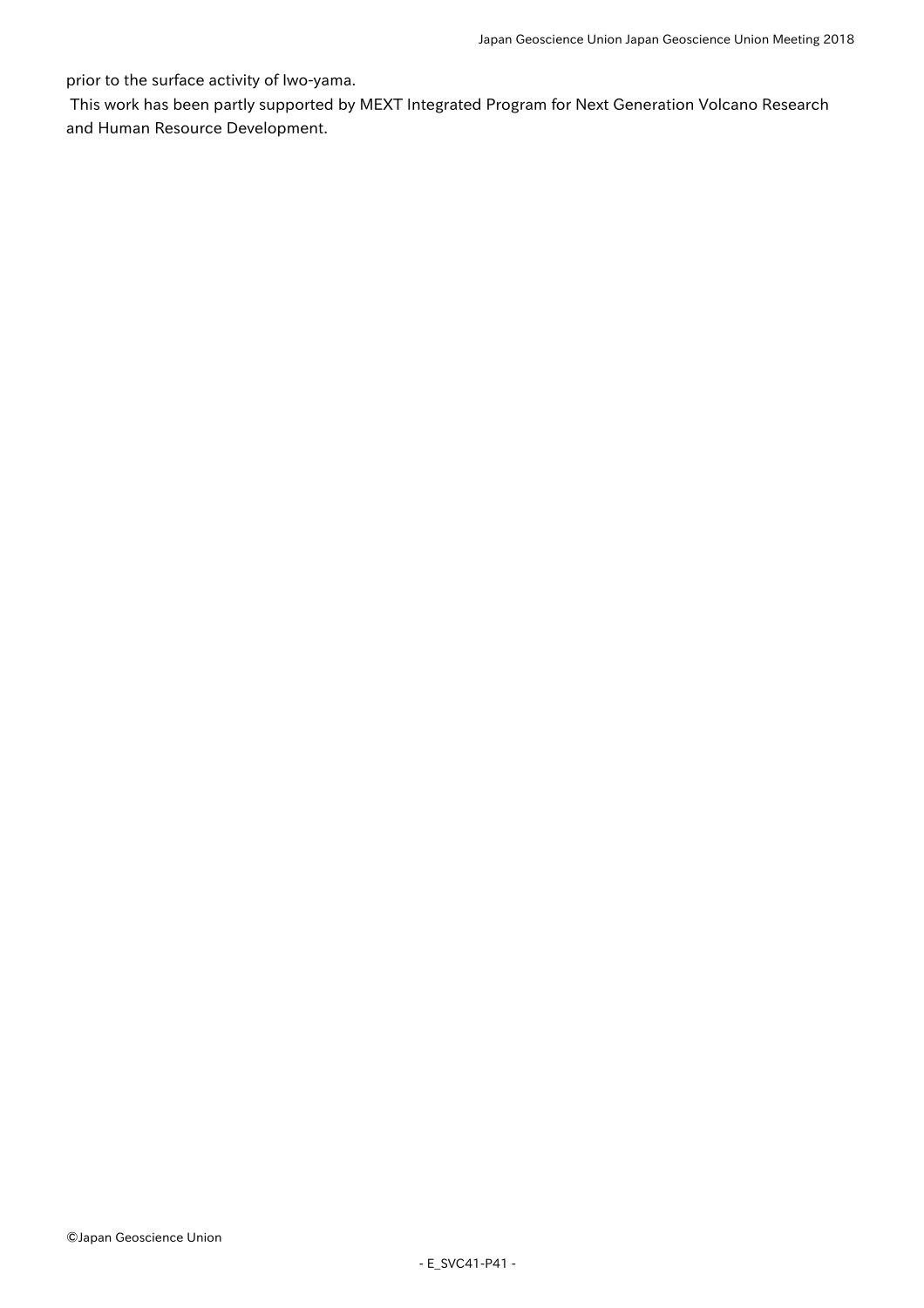prior to the surface activity of Iwo-yama.

This work has been partly supported by MEXT Integrated Program for Next Generation Volcano Research and Human Resource Development.